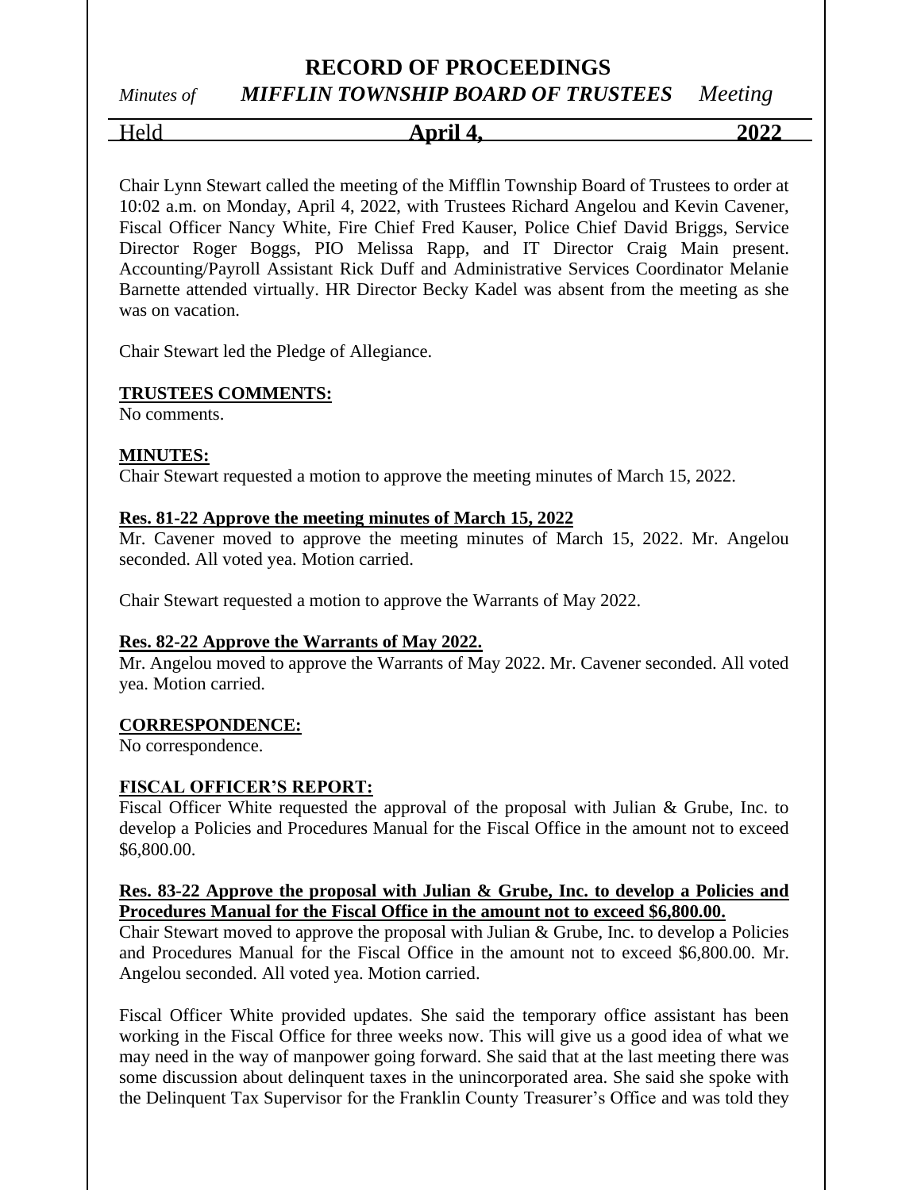# RECORD OF PROCEEDINGS

*Minutes of* ***MIFFLIN TOWNSHIP BOARD OF TRUSTEES*** *Meeting*

Held **April 4, 2022**

Chair Lynn Stewart called the meeting of the Mifflin Township Board of Trustees to order at 10:02 a.m. on Monday, April 4, 2022, with Trustees Richard Angelou and Kevin Cavener, Fiscal Officer Nancy White, Fire Chief Fred Kauser, Police Chief David Briggs, Service Director Roger Boggs, PIO Melissa Rapp, and IT Director Craig Main present. Accounting/Payroll Assistant Rick Duff and Administrative Services Coordinator Melanie Barnette attended virtually. HR Director Becky Kadel was absent from the meeting as she was on vacation.

Chair Stewart led the Pledge of Allegiance.

**TRUSTEES COMMENTS:**

No comments.

**MINUTES:**

Chair Stewart requested a motion to approve the meeting minutes of March 15, 2022.

**Res. 81-22 Approve the meeting minutes of March 15, 2022**

Mr. Cavener moved to approve the meeting minutes of March 15, 2022. Mr. Angelou seconded. All voted yea. Motion carried.

Chair Stewart requested a motion to approve the Warrants of May 2022.

**Res. 82-22 Approve the Warrants of May 2022.**

Mr. Angelou moved to approve the Warrants of May 2022. Mr. Cavener seconded. All voted yea. Motion carried.

**CORRESPONDENCE:**

No correspondence.

**FISCAL OFFICER'S REPORT:**

Fiscal Officer White requested the approval of the proposal with Julian & Grube, Inc. to develop a Policies and Procedures Manual for the Fiscal Office in the amount not to exceed $6,800.00.

**Res. 83-22 Approve the proposal with Julian & Grube, Inc. to develop a Policies and Procedures Manual for the Fiscal Office in the amount not to exceed $6,800.00.**

Chair Stewart moved to approve the proposal with Julian & Grube, Inc. to develop a Policies and Procedures Manual for the Fiscal Office in the amount not to exceed $6,800.00. Mr. Angelou seconded. All voted yea. Motion carried.

Fiscal Officer White provided updates. She said the temporary office assistant has been working in the Fiscal Office for three weeks now. This will give us a good idea of what we may need in the way of manpower going forward. She said that at the last meeting there was some discussion about delinquent taxes in the unincorporated area. She said she spoke with the Delinquent Tax Supervisor for the Franklin County Treasurer's Office and was told they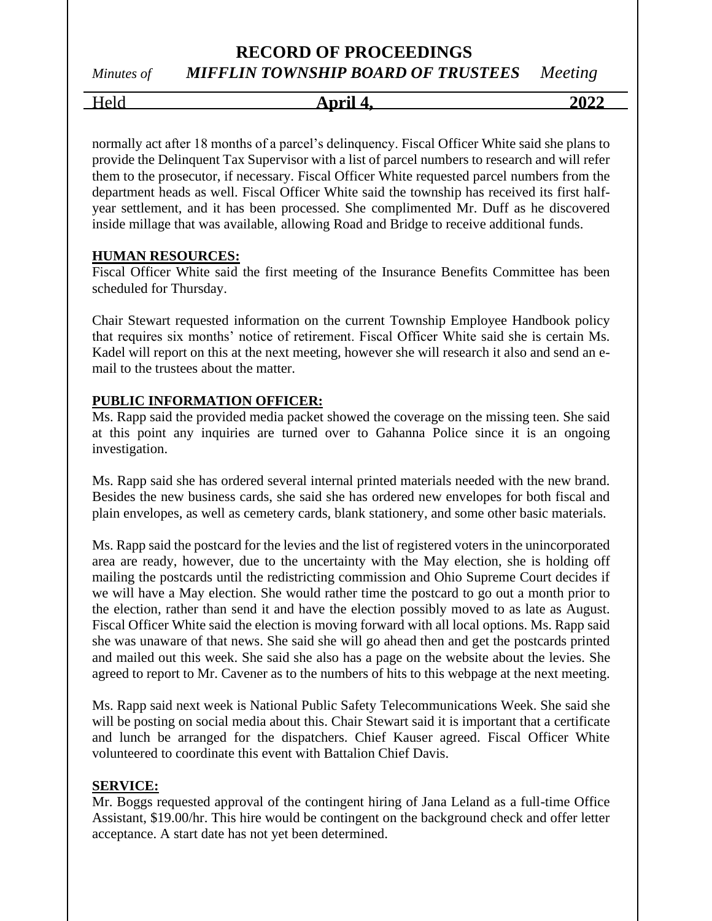normally act after 18 months of a parcel's delinquency. Fiscal Officer White said she plans to provide the Delinquent Tax Supervisor with a list of parcel numbers to research and will refer them to the prosecutor, if necessary. Fiscal Officer White requested parcel numbers from the department heads as well. Fiscal Officer White said the township has received its first half-year settlement, and it has been processed. She complimented Mr. Duff as he discovered inside millage that was available, allowing Road and Bridge to receive additional funds.

**HUMAN RESOURCES:**
Fiscal Officer White said the first meeting of the Insurance Benefits Committee has been scheduled for Thursday.

Chair Stewart requested information on the current Township Employee Handbook policy that requires six months' notice of retirement. Fiscal Officer White said she is certain Ms. Kadel will report on this at the next meeting, however she will research it also and send an e-mail to the trustees about the matter.

**PUBLIC INFORMATION OFFICER:**
Ms. Rapp said the provided media packet showed the coverage on the missing teen. She said at this point any inquiries are turned over to Gahanna Police since it is an ongoing investigation.

Ms. Rapp said she has ordered several internal printed materials needed with the new brand. Besides the new business cards, she said she has ordered new envelopes for both fiscal and plain envelopes, as well as cemetery cards, blank stationery, and some other basic materials.

Ms. Rapp said the postcard for the levies and the list of registered voters in the unincorporated area are ready, however, due to the uncertainty with the May election, she is holding off mailing the postcards until the redistricting commission and Ohio Supreme Court decides if we will have a May election. She would rather time the postcard to go out a month prior to the election, rather than send it and have the election possibly moved to as late as August. Fiscal Officer White said the election is moving forward with all local options. Ms. Rapp said she was unaware of that news. She said she will go ahead then and get the postcards printed and mailed out this week. She said she also has a page on the website about the levies. She agreed to report to Mr. Cavener as to the numbers of hits to this webpage at the next meeting.

Ms. Rapp said next week is National Public Safety Telecommunications Week. She said she will be posting on social media about this. Chair Stewart said it is important that a certificate and lunch be arranged for the dispatchers. Chief Kauser agreed. Fiscal Officer White volunteered to coordinate this event with Battalion Chief Davis.

**SERVICE:**
Mr. Boggs requested approval of the contingent hiring of Jana Leland as a full-time Office Assistant, $19.00/hr. This hire would be contingent on the background check and offer letter acceptance. A start date has not yet been determined.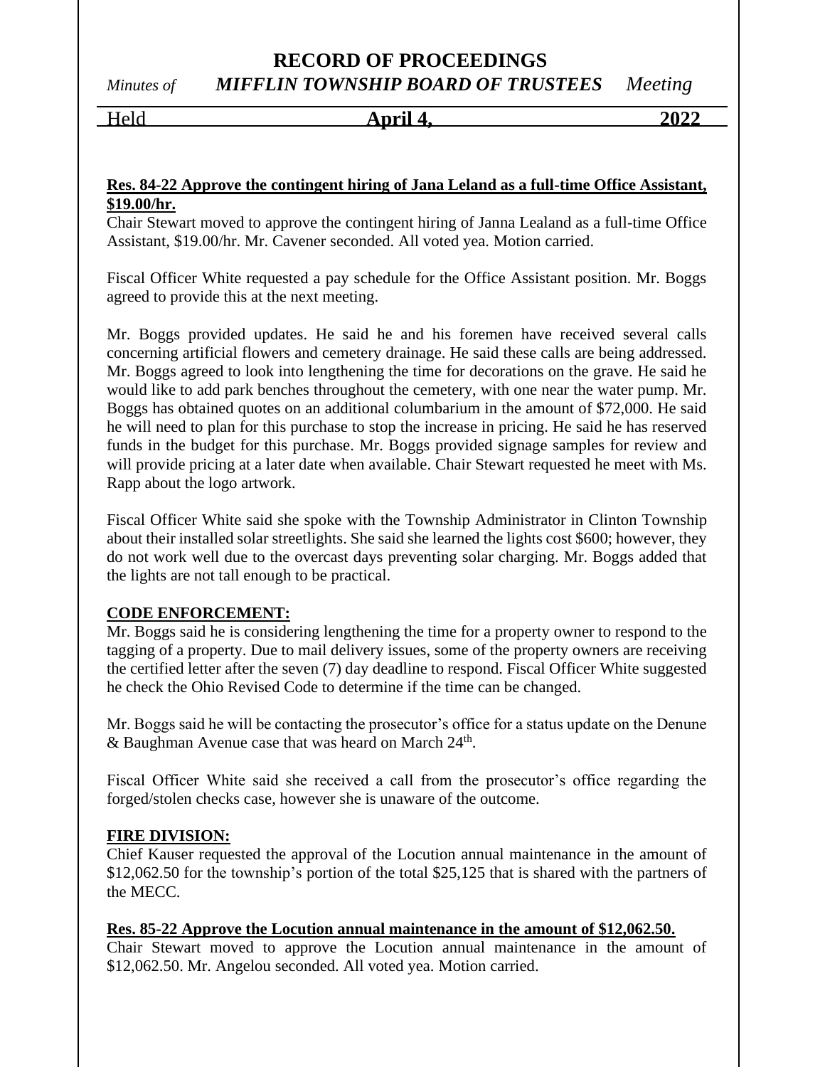**Res. 84-22 Approve the contingent hiring of Jana Leland as a full-time Office Assistant, $19.00/hr.**

Chair Stewart moved to approve the contingent hiring of Janna Lealand as a full-time Office Assistant, $19.00/hr. Mr. Cavener seconded. All voted yea. Motion carried.

Fiscal Officer White requested a pay schedule for the Office Assistant position. Mr. Boggs agreed to provide this at the next meeting.

Mr. Boggs provided updates. He said he and his foremen have received several calls concerning artificial flowers and cemetery drainage. He said these calls are being addressed. Mr. Boggs agreed to look into lengthening the time for decorations on the grave. He said he would like to add park benches throughout the cemetery, with one near the water pump. Mr. Boggs has obtained quotes on an additional columbarium in the amount of $72,000. He said he will need to plan for this purchase to stop the increase in pricing. He said he has reserved funds in the budget for this purchase. Mr. Boggs provided signage samples for review and will provide pricing at a later date when available. Chair Stewart requested he meet with Ms. Rapp about the logo artwork.

Fiscal Officer White said she spoke with the Township Administrator in Clinton Township about their installed solar streetlights. She said she learned the lights cost $600; however, they do not work well due to the overcast days preventing solar charging. Mr. Boggs added that the lights are not tall enough to be practical.

**CODE ENFORCEMENT:**

Mr. Boggs said he is considering lengthening the time for a property owner to respond to the tagging of a property. Due to mail delivery issues, some of the property owners are receiving the certified letter after the seven (7) day deadline to respond. Fiscal Officer White suggested he check the Ohio Revised Code to determine if the time can be changed.

Mr. Boggs said he will be contacting the prosecutor's office for a status update on the Denune & Baughman Avenue case that was heard on March 24th.

Fiscal Officer White said she received a call from the prosecutor's office regarding the forged/stolen checks case, however she is unaware of the outcome.

**FIRE DIVISION:**

Chief Kauser requested the approval of the Locution annual maintenance in the amount of $12,062.50 for the township's portion of the total $25,125 that is shared with the partners of the MECC.

**Res. 85-22 Approve the Locution annual maintenance in the amount of $12,062.50.**

Chair Stewart moved to approve the Locution annual maintenance in the amount of $12,062.50. Mr. Angelou seconded. All voted yea. Motion carried.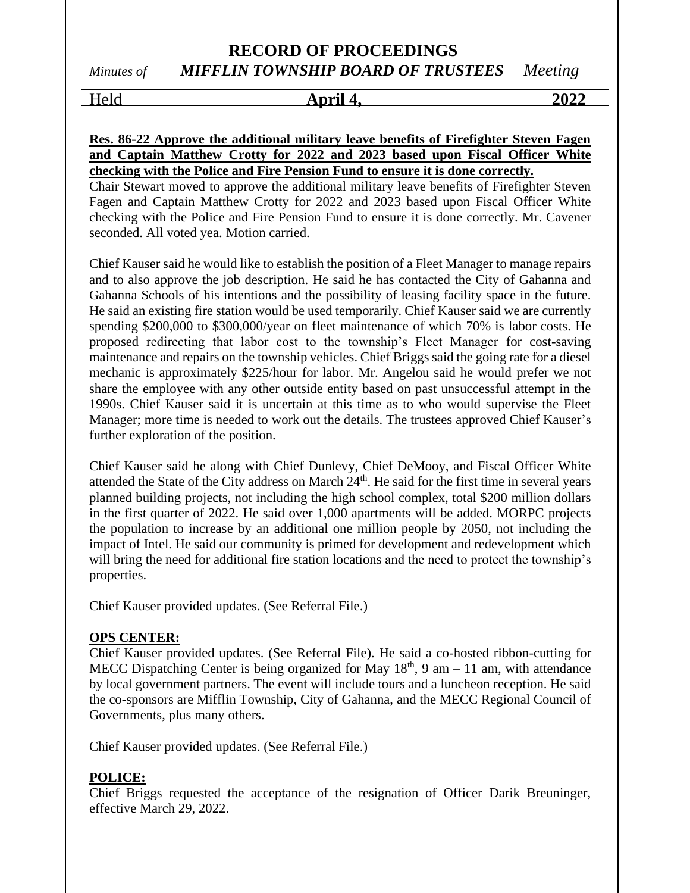**Res. 86-22 Approve the additional military leave benefits of Firefighter Steven Fagen and Captain Matthew Crotty for 2022 and 2023 based upon Fiscal Officer White checking with the Police and Fire Pension Fund to ensure it is done correctly.**

Chair Stewart moved to approve the additional military leave benefits of Firefighter Steven Fagen and Captain Matthew Crotty for 2022 and 2023 based upon Fiscal Officer White checking with the Police and Fire Pension Fund to ensure it is done correctly. Mr. Cavener seconded. All voted yea. Motion carried.

Chief Kauser said he would like to establish the position of a Fleet Manager to manage repairs and to also approve the job description. He said he has contacted the City of Gahanna and Gahanna Schools of his intentions and the possibility of leasing facility space in the future. He said an existing fire station would be used temporarily. Chief Kauser said we are currently spending $200,000 to $300,000/year on fleet maintenance of which 70% is labor costs. He proposed redirecting that labor cost to the township's Fleet Manager for cost-saving maintenance and repairs on the township vehicles. Chief Briggs said the going rate for a diesel mechanic is approximately $225/hour for labor. Mr. Angelou said he would prefer we not share the employee with any other outside entity based on past unsuccessful attempt in the 1990s. Chief Kauser said it is uncertain at this time as to who would supervise the Fleet Manager; more time is needed to work out the details. The trustees approved Chief Kauser's further exploration of the position.

Chief Kauser said he along with Chief Dunlevy, Chief DeMooy, and Fiscal Officer White attended the State of the City address on March 24th. He said for the first time in several years planned building projects, not including the high school complex, total $200 million dollars in the first quarter of 2022. He said over 1,000 apartments will be added. MORPC projects the population to increase by an additional one million people by 2050, not including the impact of Intel. He said our community is primed for development and redevelopment which will bring the need for additional fire station locations and the need to protect the township's properties.

Chief Kauser provided updates. (See Referral File.)

**OPS CENTER:**

Chief Kauser provided updates. (See Referral File). He said a co-hosted ribbon-cutting for MECC Dispatching Center is being organized for May 18th, 9 am – 11 am, with attendance by local government partners. The event will include tours and a luncheon reception. He said the co-sponsors are Mifflin Township, City of Gahanna, and the MECC Regional Council of Governments, plus many others.

Chief Kauser provided updates. (See Referral File.)

**POLICE:**

Chief Briggs requested the acceptance of the resignation of Officer Darik Breuninger, effective March 29, 2022.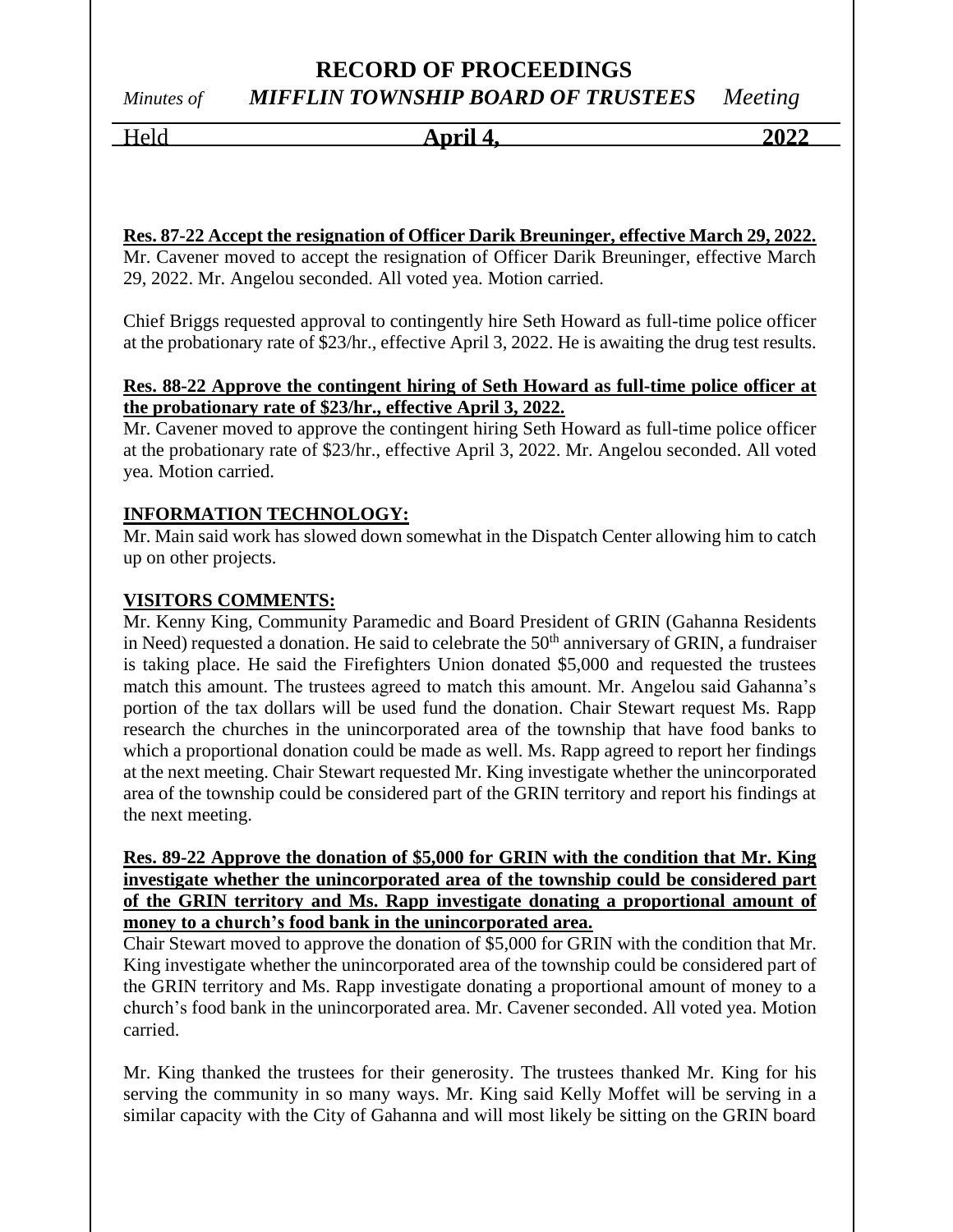**Res. 87-22 Accept the resignation of Officer Darik Breuninger, effective March 29, 2022.**
Mr. Cavener moved to accept the resignation of Officer Darik Breuninger, effective March 29, 2022. Mr. Angelou seconded. All voted yea. Motion carried.

Chief Briggs requested approval to contingently hire Seth Howard as full-time police officer at the probationary rate of $23/hr., effective April 3, 2022. He is awaiting the drug test results.

**Res. 88-22 Approve the contingent hiring of Seth Howard as full-time police officer at the probationary rate of $23/hr., effective April 3, 2022.**
Mr. Cavener moved to approve the contingent hiring Seth Howard as full-time police officer at the probationary rate of $23/hr., effective April 3, 2022. Mr. Angelou seconded. All voted yea. Motion carried.

**INFORMATION TECHNOLOGY:**
Mr. Main said work has slowed down somewhat in the Dispatch Center allowing him to catch up on other projects.

**VISITORS COMMENTS:**
Mr. Kenny King, Community Paramedic and Board President of GRIN (Gahanna Residents in Need) requested a donation. He said to celebrate the 50th anniversary of GRIN, a fundraiser is taking place. He said the Firefighters Union donated $5,000 and requested the trustees match this amount. The trustees agreed to match this amount. Mr. Angelou said Gahanna's portion of the tax dollars will be used fund the donation. Chair Stewart request Ms. Rapp research the churches in the unincorporated area of the township that have food banks to which a proportional donation could be made as well. Ms. Rapp agreed to report her findings at the next meeting. Chair Stewart requested Mr. King investigate whether the unincorporated area of the township could be considered part of the GRIN territory and report his findings at the next meeting.

**Res. 89-22 Approve the donation of $5,000 for GRIN with the condition that Mr. King investigate whether the unincorporated area of the township could be considered part of the GRIN territory and Ms. Rapp investigate donating a proportional amount of money to a church's food bank in the unincorporated area.**
Chair Stewart moved to approve the donation of $5,000 for GRIN with the condition that Mr. King investigate whether the unincorporated area of the township could be considered part of the GRIN territory and Ms. Rapp investigate donating a proportional amount of money to a church's food bank in the unincorporated area. Mr. Cavener seconded. All voted yea. Motion carried.

Mr. King thanked the trustees for their generosity. The trustees thanked Mr. King for his serving the community in so many ways. Mr. King said Kelly Moffet will be serving in a similar capacity with the City of Gahanna and will most likely be sitting on the GRIN board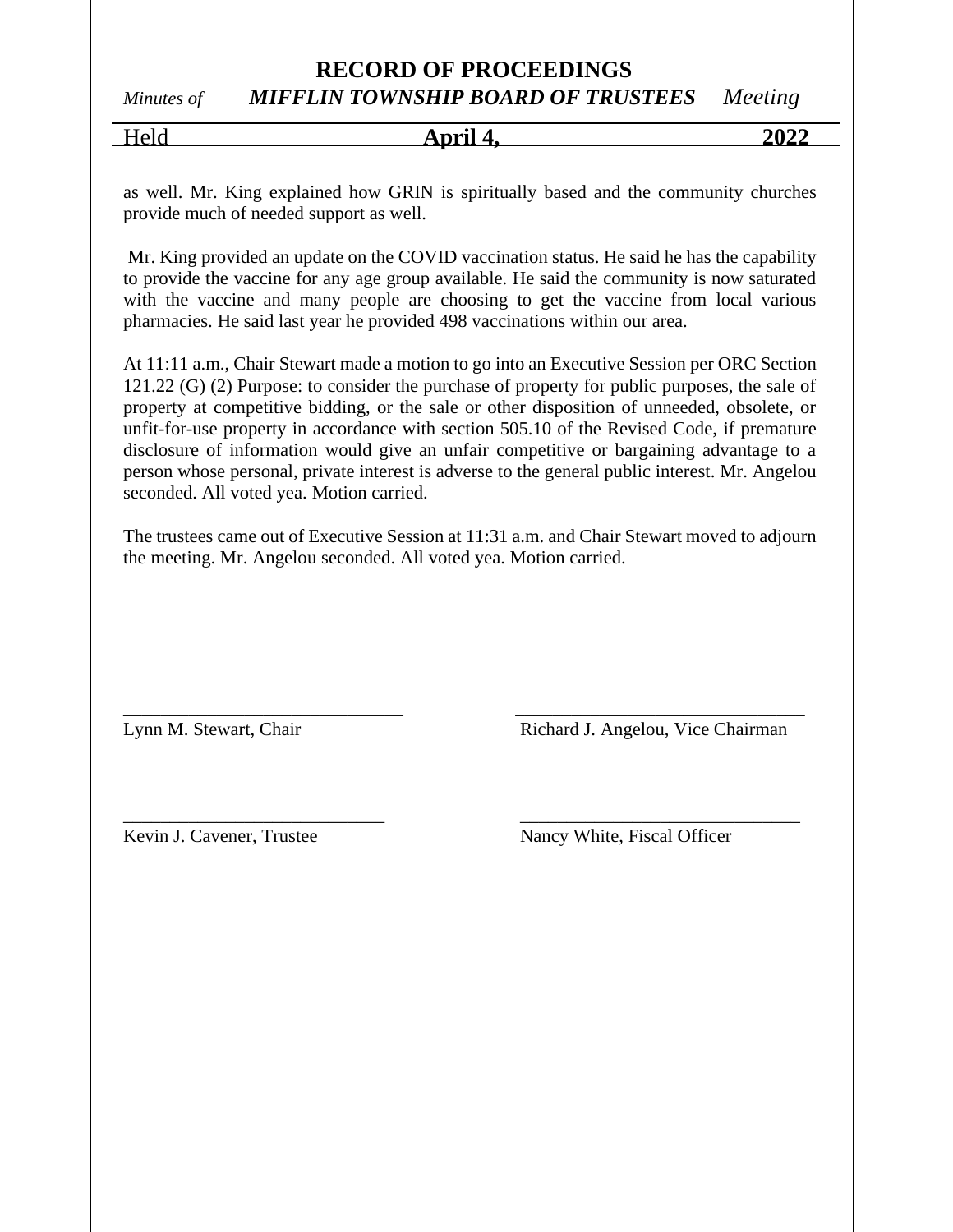as well. Mr. King explained how GRIN is spiritually based and the community churches provide much of needed support as well.

Mr. King provided an update on the COVID vaccination status. He said he has the capability to provide the vaccine for any age group available. He said the community is now saturated with the vaccine and many people are choosing to get the vaccine from local various pharmacies. He said last year he provided 498 vaccinations within our area.

At 11:11 a.m., Chair Stewart made a motion to go into an Executive Session per ORC Section 121.22 (G) (2) Purpose: to consider the purchase of property for public purposes, the sale of property at competitive bidding, or the sale or other disposition of unneeded, obsolete, or unfit-for-use property in accordance with section 505.10 of the Revised Code, if premature disclosure of information would give an unfair competitive or bargaining advantage to a person whose personal, private interest is adverse to the general public interest. Mr. Angelou seconded. All voted yea. Motion carried.

The trustees came out of Executive Session at 11:31 a.m. and Chair Stewart moved to adjourn the meeting. Mr. Angelou seconded. All voted yea. Motion carried.

______________________________ Lynn M. Stewart, Chair

______________________________ Richard J. Angelou, Vice Chairman

______________________________ Kevin J. Cavener, Trustee

______________________________ Nancy White, Fiscal Officer